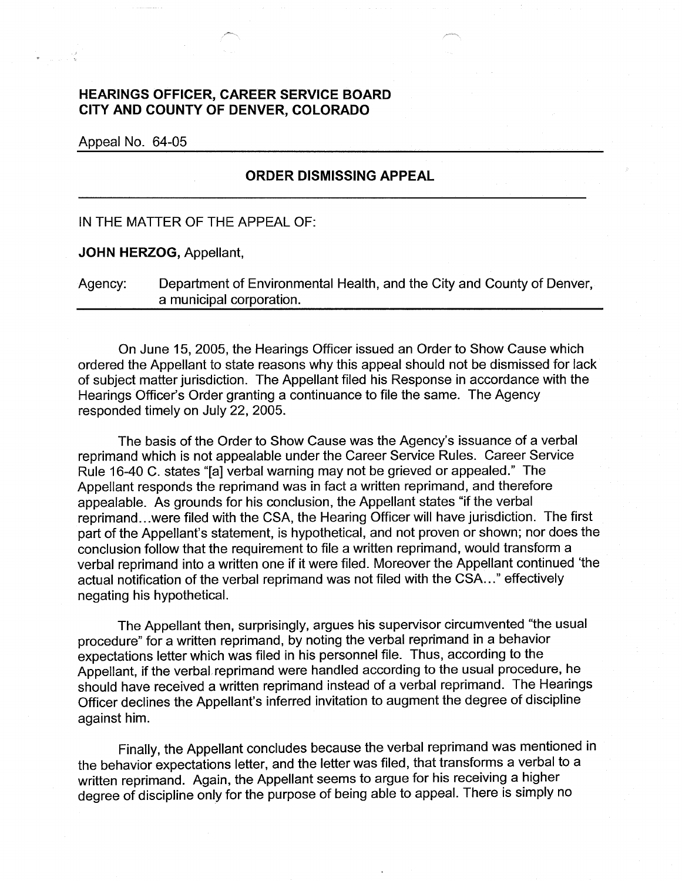**HEARINGS OFFICER, CAREER SERVICE BOARD**
**CITY AND COUNTY OF DENVER, COLORADO**

Appeal No. 64-05

**ORDER DISMISSING APPEAL**

IN THE MATTER OF THE APPEAL OF:

**JOHN HERZOG**, Appellant,

Agency: Department of Environmental Health, and the City and County of Denver, a municipal corporation.

On June 15, 2005, the Hearings Officer issued an Order to Show Cause which ordered the Appellant to state reasons why this appeal should not be dismissed for lack of subject matter jurisdiction. The Appellant filed his Response in accordance with the Hearings Officer's Order granting a continuance to file the same. The Agency responded timely on July 22, 2005.

The basis of the Order to Show Cause was the Agency's issuance of a verbal reprimand which is not appealable under the Career Service Rules. Career Service Rule 16-40 C. states "[a] verbal warning may not be grieved or appealed." The Appellant responds the reprimand was in fact a written reprimand, and therefore appealable. As grounds for his conclusion, the Appellant states "if the verbal reprimand...were filed with the CSA, the Hearing Officer will have jurisdiction. The first part of the Appellant's statement, is hypothetical, and not proven or shown; nor does the conclusion follow that the requirement to file a written reprimand, would transform a verbal reprimand into a written one if it were filed. Moreover the Appellant continued 'the actual notification of the verbal reprimand was not filed with the CSA..." effectively negating his hypothetical.

The Appellant then, surprisingly, argues his supervisor circumvented "the usual procedure" for a written reprimand, by noting the verbal reprimand in a behavior expectations letter which was filed in his personnel file. Thus, according to the Appellant, if the verbal reprimand were handled according to the usual procedure, he should have received a written reprimand instead of a verbal reprimand. The Hearings Officer declines the Appellant's inferred invitation to augment the degree of discipline against him.

Finally, the Appellant concludes because the verbal reprimand was mentioned in the behavior expectations letter, and the letter was filed, that transforms a verbal to a written reprimand. Again, the Appellant seems to argue for his receiving a higher degree of discipline only for the purpose of being able to appeal. There is simply no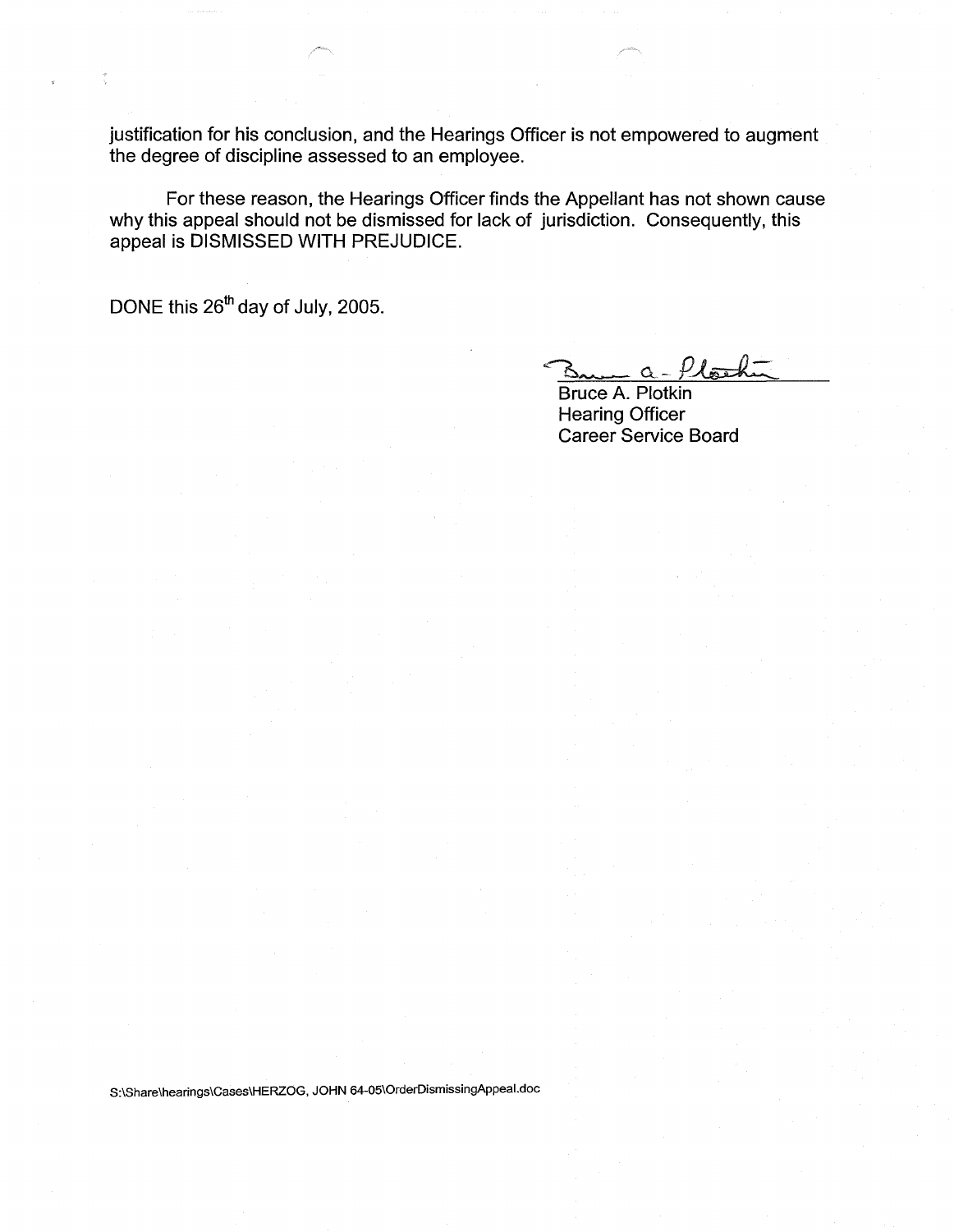justification for his conclusion, and the Hearings Officer is not empowered to augment the degree of discipline assessed to an employee.

For these reason, the Hearings Officer finds the Appellant has not shown cause why this appeal should not be dismissed for lack of jurisdiction. Consequently, this appeal is DISMISSED WITH PREJUDICE.

DONE this 26th day of July, 2005.

Bruce A. Plotkin
Hearing Officer
Career Service Board

S:\Share\hearings\Cases\HERZOG, JOHN 64-05\OrderDismissingAppeal.doc